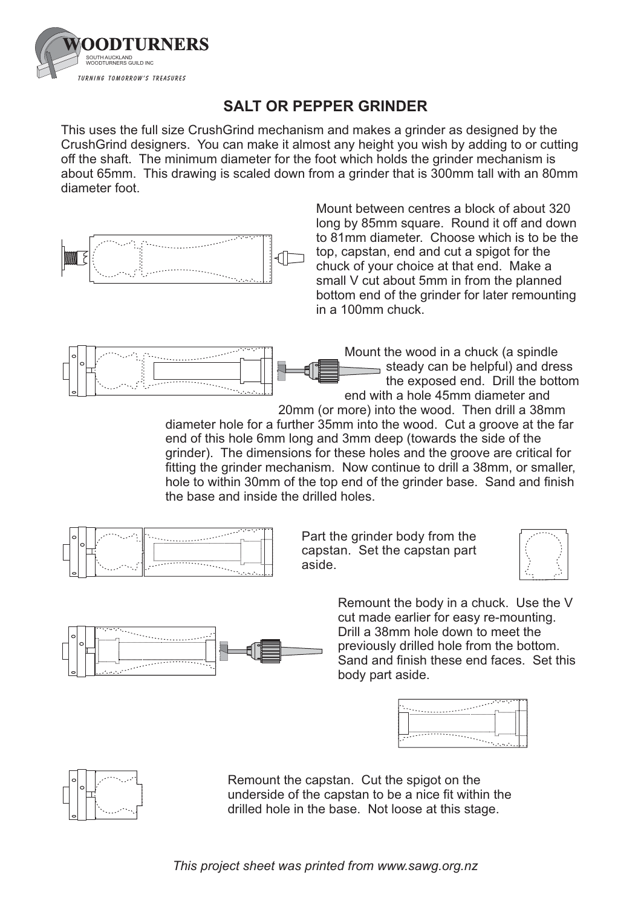WOODTURNERS

SOUTH AUCKLAND WOODTURNERS GUILD INC

*TURNING TOMORROW'S TREASURES*

## SALT OR PEPPER GRINDER

This uses the full size CrushGrind mechanism and makes a grinder as designed by the CrushGrind designers. You can make it almost any height you wish by adding to or cutting off the shaft. The minimum diameter for the foot which holds the grinder mechanism is about 65mm. This drawing is scaled down from a grinder that is 300mm tall with an 80mm diameter foot.

Mount between centres a block of about 320 long by 85mm square. Round it off and down to 81mm diameter. Choose which is to be the top, capstan, end and cut a spigot for the chuck of your choice at that end. Make a small V cut about 5mm in from the planned bottom end of the grinder for later remounting in a 100mm chuck.

Mount the wood in a chuck (a spindle steady can be helpful) and dress the exposed end. Drill the bottom end with a hole 45mm diameter and 20mm (or more) into the wood. Then drill a 38mm diameter hole for a further 35mm into the wood. Cut a groove at the far end of this hole 6mm long and 3mm deep (towards the side of the grinder). The dimensions for these holes and the groove are critical for fitting the grinder mechanism. Now continue to drill a 38mm, or smaller, hole to within 30mm of the top end of the grinder base. Sand and finish the base and inside the drilled holes.

Part the grinder body from the capstan. Set the capstan part aside.

Remount the body in a chuck. Use the V cut made earlier for easy re-mounting. Drill a 38mm hole down to meet the previously drilled hole from the bottom. Sand and finish these end faces. Set this body part aside.

Remount the capstan. Cut the spigot on the underside of the capstan to be a nice fit within the drilled hole in the base. Not loose at this stage.

*This project sheet was printed from www.sawg.org.nz*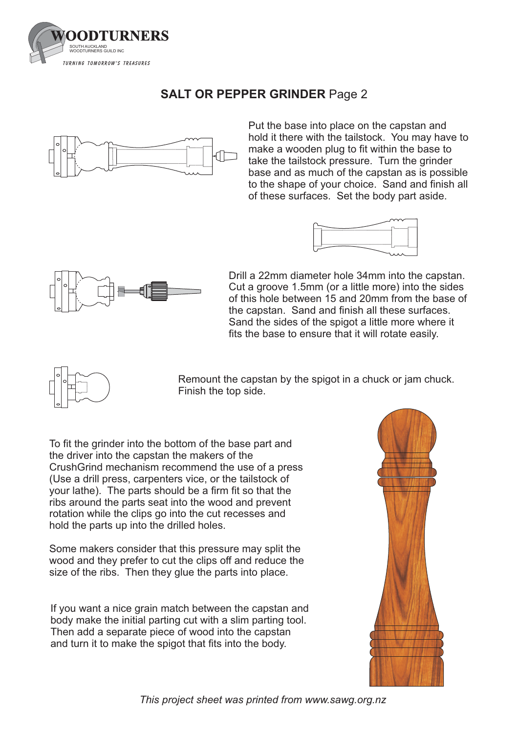## SALT OR PEPPER GRINDER Page 2

Put the base into place on the capstan and hold it there with the tailstock. You may have to make a wooden plug to fit within the base to take the tailstock pressure. Turn the grinder base and as much of the capstan as is possible to the shape of your choice. Sand and finish all of these surfaces. Set the body part aside.

Drill a 22mm diameter hole 34mm into the capstan. Cut a groove 1.5mm (or a little more) into the sides of this hole between 15 and 20mm from the base of the capstan. Sand and finish all these surfaces. Sand the sides of the spigot a little more where it fits the base to ensure that it will rotate easily.

Remount the capstan by the spigot in a chuck or jam chuck. Finish the top side.

To fit the grinder into the bottom of the base part and the driver into the capstan the makers of the CrushGrind mechanism recommend the use of a press (Use a drill press, carpenters vice, or the tailstock of your lathe). The parts should be a firm fit so that the ribs around the parts seat into the wood and prevent rotation while the clips go into the cut recesses and hold the parts up into the drilled holes.

Some makers consider that this pressure may split the wood and they prefer to cut the clips off and reduce the size of the ribs. Then they glue the parts into place.

If you want a nice grain match between the capstan and body make the initial parting cut with a slim parting tool. Then add a separate piece of wood into the capstan and turn it to make the spigot that fits into the body.

*This project sheet was printed from www.sawg.org.nz*